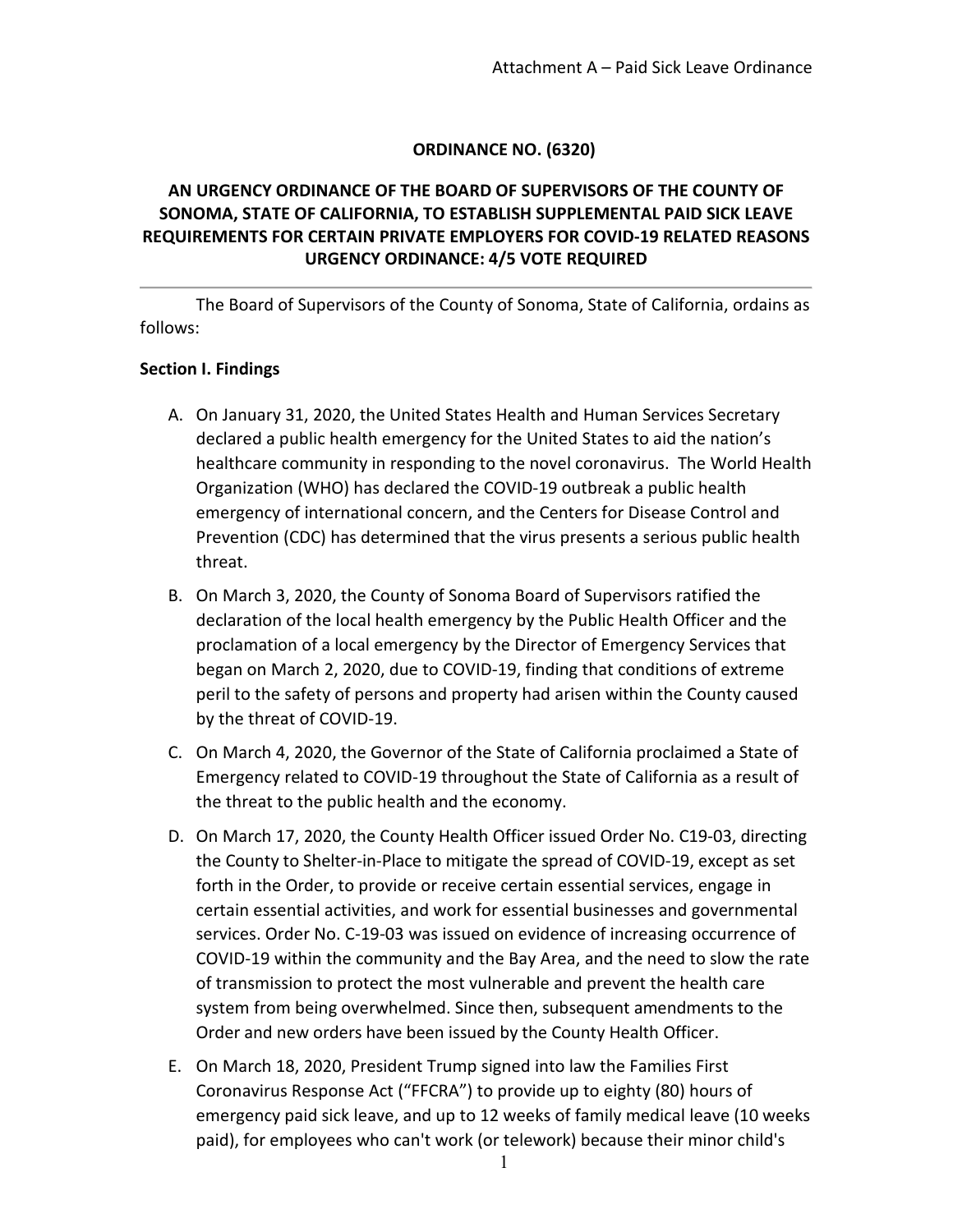Attachment A – Paid Sick Leave Ordinance

**ORDINANCE NO. (6320)**

**AN URGENCY ORDINANCE OF THE BOARD OF SUPERVISORS OF THE COUNTY OF SONOMA, STATE OF CALIFORNIA, TO ESTABLISH SUPPLEMENTAL PAID SICK LEAVE REQUIREMENTS FOR CERTAIN PRIVATE EMPLOYERS FOR COVID-19 RELATED REASONS URGENCY ORDINANCE: 4/5 VOTE REQUIRED**

---

The Board of Supervisors of the County of Sonoma, State of California, ordains as follows:

**Section I. Findings**

A. On January 31, 2020, the United States Health and Human Services Secretary declared a public health emergency for the United States to aid the nation's healthcare community in responding to the novel coronavirus. The World Health Organization (WHO) has declared the COVID-19 outbreak a public health emergency of international concern, and the Centers for Disease Control and Prevention (CDC) has determined that the virus presents a serious public health threat.

B. On March 3, 2020, the County of Sonoma Board of Supervisors ratified the declaration of the local health emergency by the Public Health Officer and the proclamation of a local emergency by the Director of Emergency Services that began on March 2, 2020, due to COVID-19, finding that conditions of extreme peril to the safety of persons and property had arisen within the County caused by the threat of COVID-19.

C. On March 4, 2020, the Governor of the State of California proclaimed a State of Emergency related to COVID-19 throughout the State of California as a result of the threat to the public health and the economy.

D. On March 17, 2020, the County Health Officer issued Order No. C19-03, directing the County to Shelter-in-Place to mitigate the spread of COVID-19, except as set forth in the Order, to provide or receive certain essential services, engage in certain essential activities, and work for essential businesses and governmental services. Order No. C-19-03 was issued on evidence of increasing occurrence of COVID-19 within the community and the Bay Area, and the need to slow the rate of transmission to protect the most vulnerable and prevent the health care system from being overwhelmed. Since then, subsequent amendments to the Order and new orders have been issued by the County Health Officer.

E. On March 18, 2020, President Trump signed into law the Families First Coronavirus Response Act ("FFCRA") to provide up to eighty (80) hours of emergency paid sick leave, and up to 12 weeks of family medical leave (10 weeks paid), for employees who can't work (or telework) because their minor child's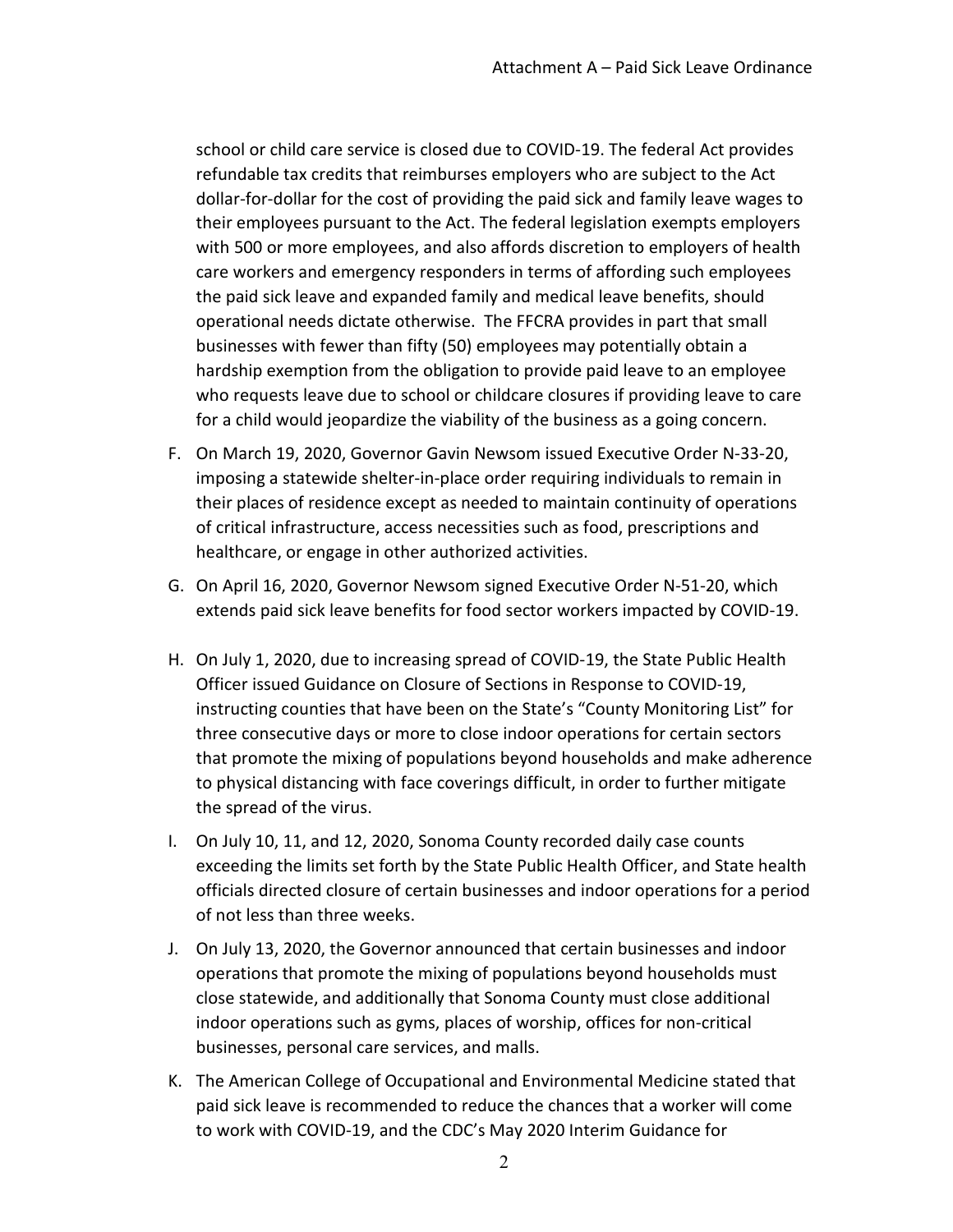school or child care service is closed due to COVID-19. The federal Act provides refundable tax credits that reimburses employers who are subject to the Act dollar-for-dollar for the cost of providing the paid sick and family leave wages to their employees pursuant to the Act. The federal legislation exempts employers with 500 or more employees, and also affords discretion to employers of health care workers and emergency responders in terms of affording such employees the paid sick leave and expanded family and medical leave benefits, should operational needs dictate otherwise. The FFCRA provides in part that small businesses with fewer than fifty (50) employees may potentially obtain a hardship exemption from the obligation to provide paid leave to an employee who requests leave due to school or childcare closures if providing leave to care for a child would jeopardize the viability of the business as a going concern.

F. On March 19, 2020, Governor Gavin Newsom issued Executive Order N-33-20, imposing a statewide shelter-in-place order requiring individuals to remain in their places of residence except as needed to maintain continuity of operations of critical infrastructure, access necessities such as food, prescriptions and healthcare, or engage in other authorized activities.

G. On April 16, 2020, Governor Newsom signed Executive Order N-51-20, which extends paid sick leave benefits for food sector workers impacted by COVID-19.

H. On July 1, 2020, due to increasing spread of COVID-19, the State Public Health Officer issued Guidance on Closure of Sections in Response to COVID-19, instructing counties that have been on the State's "County Monitoring List" for three consecutive days or more to close indoor operations for certain sectors that promote the mixing of populations beyond households and make adherence to physical distancing with face coverings difficult, in order to further mitigate the spread of the virus.

I. On July 10, 11, and 12, 2020, Sonoma County recorded daily case counts exceeding the limits set forth by the State Public Health Officer, and State health officials directed closure of certain businesses and indoor operations for a period of not less than three weeks.

J. On July 13, 2020, the Governor announced that certain businesses and indoor operations that promote the mixing of populations beyond households must close statewide, and additionally that Sonoma County must close additional indoor operations such as gyms, places of worship, offices for non-critical businesses, personal care services, and malls.

K. The American College of Occupational and Environmental Medicine stated that paid sick leave is recommended to reduce the chances that a worker will come to work with COVID-19, and the CDC's May 2020 Interim Guidance for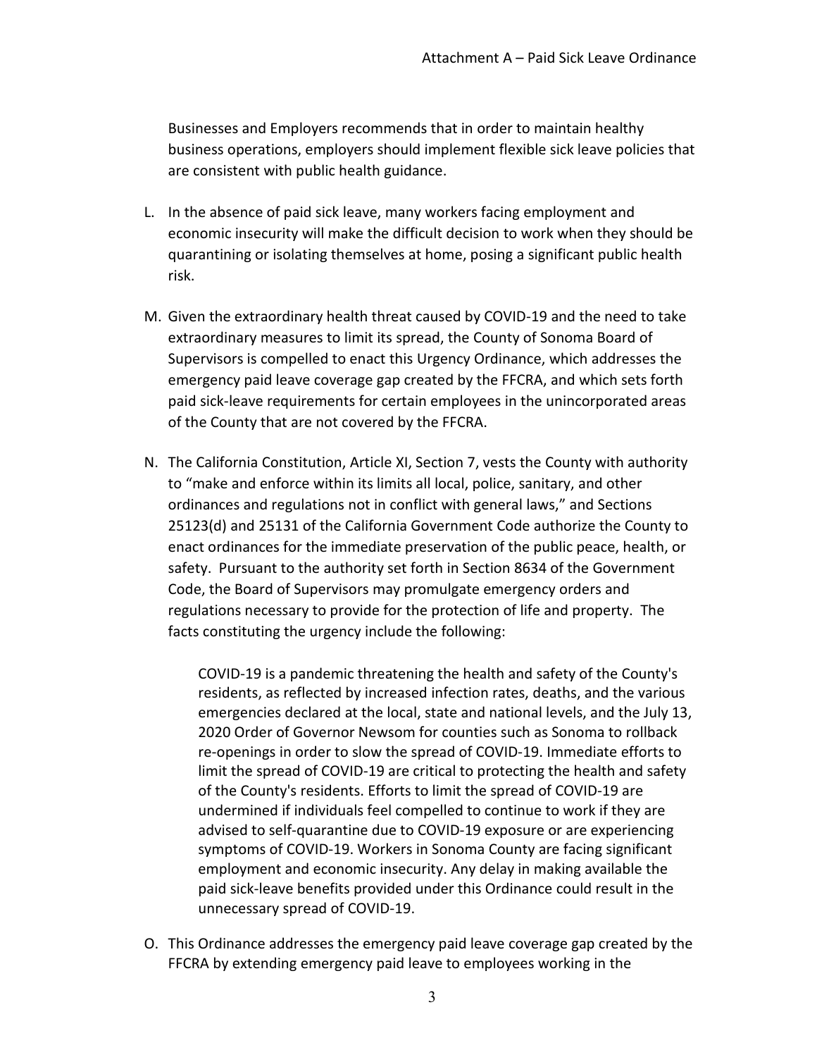Businesses and Employers recommends that in order to maintain healthy business operations, employers should implement flexible sick leave policies that are consistent with public health guidance.

L. In the absence of paid sick leave, many workers facing employment and economic insecurity will make the difficult decision to work when they should be quarantining or isolating themselves at home, posing a significant public health risk.

M. Given the extraordinary health threat caused by COVID-19 and the need to take extraordinary measures to limit its spread, the County of Sonoma Board of Supervisors is compelled to enact this Urgency Ordinance, which addresses the emergency paid leave coverage gap created by the FFCRA, and which sets forth paid sick-leave requirements for certain employees in the unincorporated areas of the County that are not covered by the FFCRA.

N. The California Constitution, Article XI, Section 7, vests the County with authority to "make and enforce within its limits all local, police, sanitary, and other ordinances and regulations not in conflict with general laws," and Sections 25123(d) and 25131 of the California Government Code authorize the County to enact ordinances for the immediate preservation of the public peace, health, or safety. Pursuant to the authority set forth in Section 8634 of the Government Code, the Board of Supervisors may promulgate emergency orders and regulations necessary to provide for the protection of life and property. The facts constituting the urgency include the following:

   COVID-19 is a pandemic threatening the health and safety of the County's residents, as reflected by increased infection rates, deaths, and the various emergencies declared at the local, state and national levels, and the July 13, 2020 Order of Governor Newsom for counties such as Sonoma to rollback re-openings in order to slow the spread of COVID-19. Immediate efforts to limit the spread of COVID-19 are critical to protecting the health and safety of the County's residents. Efforts to limit the spread of COVID-19 are undermined if individuals feel compelled to continue to work if they are advised to self-quarantine due to COVID-19 exposure or are experiencing symptoms of COVID-19. Workers in Sonoma County are facing significant employment and economic insecurity. Any delay in making available the paid sick-leave benefits provided under this Ordinance could result in the unnecessary spread of COVID-19.

O. This Ordinance addresses the emergency paid leave coverage gap created by the FFCRA by extending emergency paid leave to employees working in the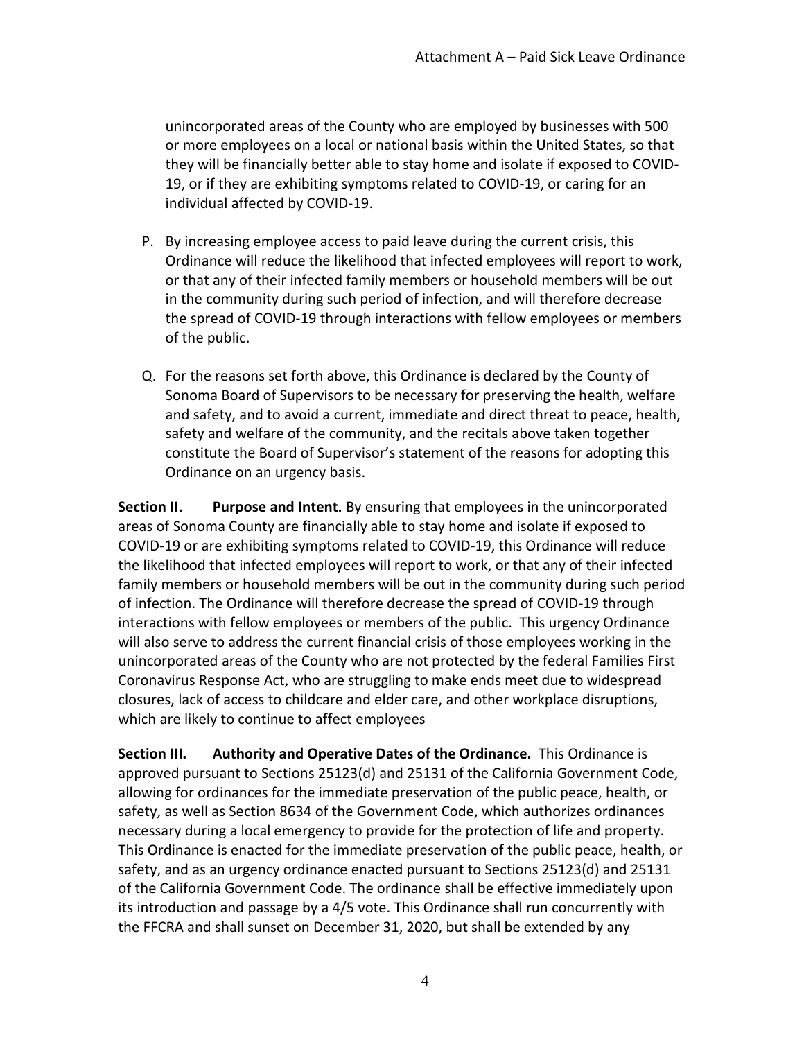unincorporated areas of the County who are employed by businesses with 500 or more employees on a local or national basis within the United States, so that they will be financially better able to stay home and isolate if exposed to COVID-19, or if they are exhibiting symptoms related to COVID-19, or caring for an individual affected by COVID-19.

P. By increasing employee access to paid leave during the current crisis, this Ordinance will reduce the likelihood that infected employees will report to work, or that any of their infected family members or household members will be out in the community during such period of infection, and will therefore decrease the spread of COVID-19 through interactions with fellow employees or members of the public.

Q. For the reasons set forth above, this Ordinance is declared by the County of Sonoma Board of Supervisors to be necessary for preserving the health, welfare and safety, and to avoid a current, immediate and direct threat to peace, health, safety and welfare of the community, and the recitals above taken together constitute the Board of Supervisor's statement of the reasons for adopting this Ordinance on an urgency basis.

**Section II. Purpose and Intent.** By ensuring that employees in the unincorporated areas of Sonoma County are financially able to stay home and isolate if exposed to COVID-19 or are exhibiting symptoms related to COVID-19, this Ordinance will reduce the likelihood that infected employees will report to work, or that any of their infected family members or household members will be out in the community during such period of infection. The Ordinance will therefore decrease the spread of COVID-19 through interactions with fellow employees or members of the public. This urgency Ordinance will also serve to address the current financial crisis of those employees working in the unincorporated areas of the County who are not protected by the federal Families First Coronavirus Response Act, who are struggling to make ends meet due to widespread closures, lack of access to childcare and elder care, and other workplace disruptions, which are likely to continue to affect employees

**Section III. Authority and Operative Dates of the Ordinance.** This Ordinance is approved pursuant to Sections 25123(d) and 25131 of the California Government Code, allowing for ordinances for the immediate preservation of the public peace, health, or safety, as well as Section 8634 of the Government Code, which authorizes ordinances necessary during a local emergency to provide for the protection of life and property. This Ordinance is enacted for the immediate preservation of the public peace, health, or safety, and as an urgency ordinance enacted pursuant to Sections 25123(d) and 25131 of the California Government Code. The ordinance shall be effective immediately upon its introduction and passage by a 4/5 vote. This Ordinance shall run concurrently with the FFCRA and shall sunset on December 31, 2020, but shall be extended by any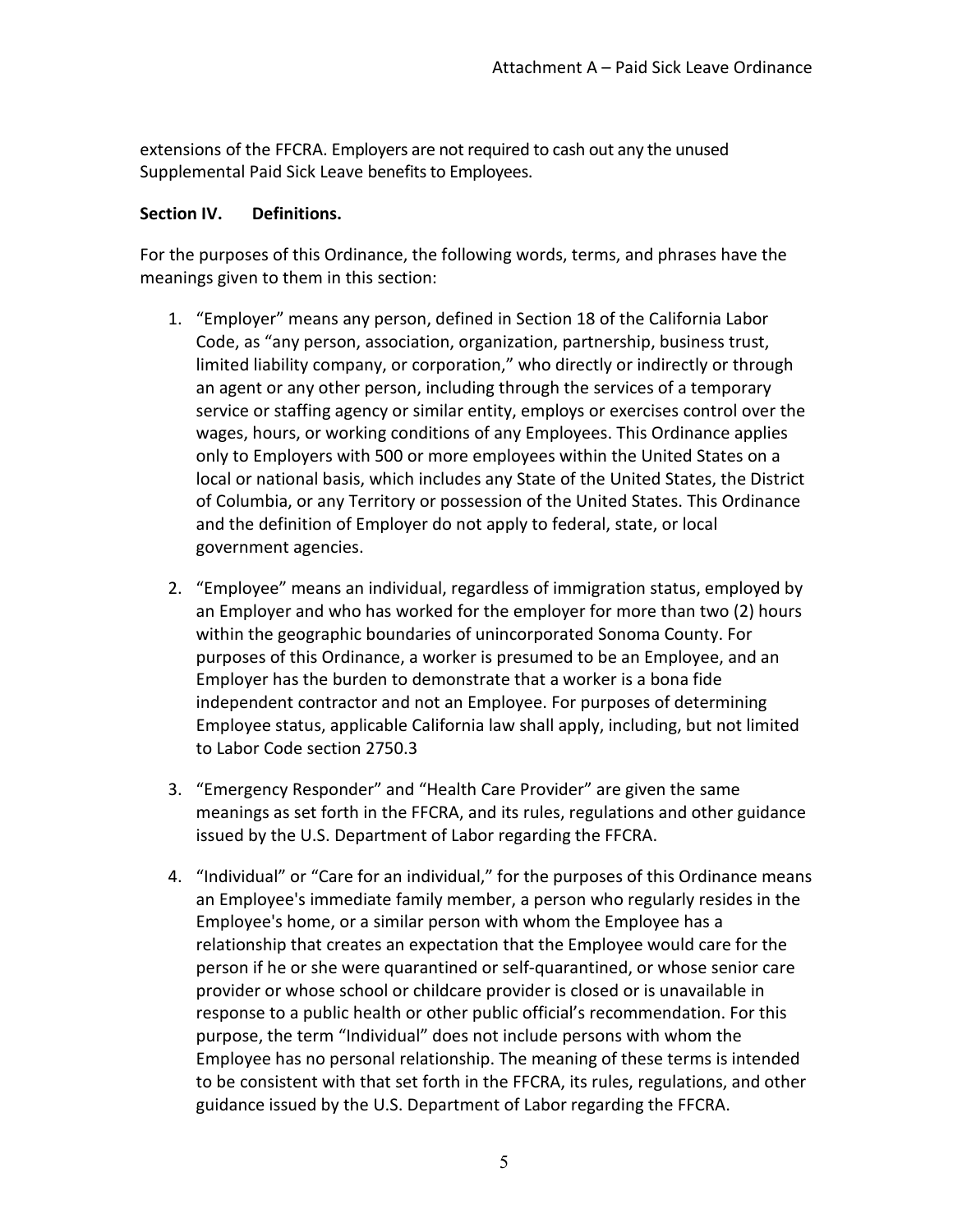extensions of the FFCRA. Employers are not required to cash out any the unused Supplemental Paid Sick Leave benefits to Employees.

**Section IV. Definitions.**

For the purposes of this Ordinance, the following words, terms, and phrases have the meanings given to them in this section:

1. "Employer" means any person, defined in Section 18 of the California Labor Code, as "any person, association, organization, partnership, business trust, limited liability company, or corporation," who directly or indirectly or through an agent or any other person, including through the services of a temporary service or staffing agency or similar entity, employs or exercises control over the wages, hours, or working conditions of any Employees. This Ordinance applies only to Employers with 500 or more employees within the United States on a local or national basis, which includes any State of the United States, the District of Columbia, or any Territory or possession of the United States. This Ordinance and the definition of Employer do not apply to federal, state, or local government agencies.

2. "Employee" means an individual, regardless of immigration status, employed by an Employer and who has worked for the employer for more than two (2) hours within the geographic boundaries of unincorporated Sonoma County. For purposes of this Ordinance, a worker is presumed to be an Employee, and an Employer has the burden to demonstrate that a worker is a bona fide independent contractor and not an Employee. For purposes of determining Employee status, applicable California law shall apply, including, but not limited to Labor Code section 2750.3

3. "Emergency Responder" and "Health Care Provider" are given the same meanings as set forth in the FFCRA, and its rules, regulations and other guidance issued by the U.S. Department of Labor regarding the FFCRA.

4. "Individual" or "Care for an individual," for the purposes of this Ordinance means an Employee's immediate family member, a person who regularly resides in the Employee's home, or a similar person with whom the Employee has a relationship that creates an expectation that the Employee would care for the person if he or she were quarantined or self-quarantined, or whose senior care provider or whose school or childcare provider is closed or is unavailable in response to a public health or other public official's recommendation. For this purpose, the term "Individual" does not include persons with whom the Employee has no personal relationship. The meaning of these terms is intended to be consistent with that set forth in the FFCRA, its rules, regulations, and other guidance issued by the U.S. Department of Labor regarding the FFCRA.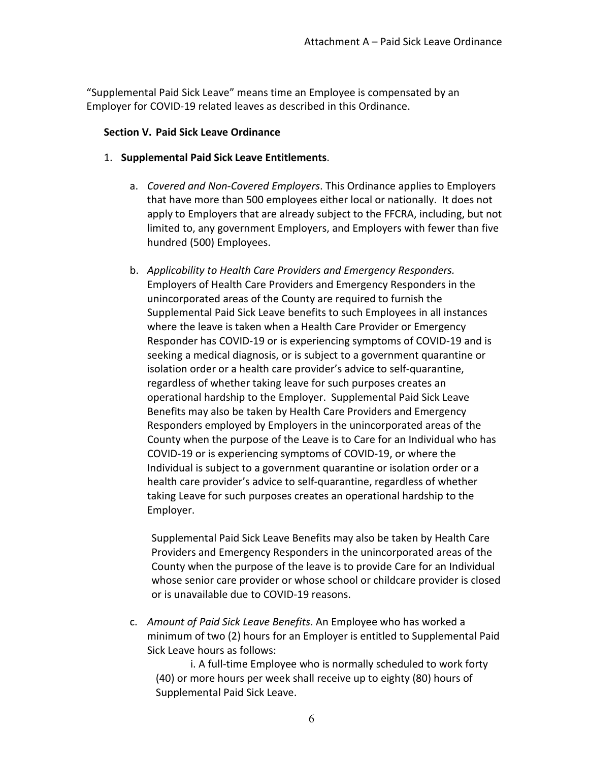"Supplemental Paid Sick Leave" means time an Employee is compensated by an Employer for COVID-19 related leaves as described in this Ordinance.

**Section V. Paid Sick Leave Ordinance**

1. **Supplemental Paid Sick Leave Entitlements**.

   a. *Covered and Non-Covered Employers*. This Ordinance applies to Employers that have more than 500 employees either local or nationally. It does not apply to Employers that are already subject to the FFCRA, including, but not limited to, any government Employers, and Employers with fewer than five hundred (500) Employees.

   b. *Applicability to Health Care Providers and Emergency Responders.* Employers of Health Care Providers and Emergency Responders in the unincorporated areas of the County are required to furnish the Supplemental Paid Sick Leave benefits to such Employees in all instances where the leave is taken when a Health Care Provider or Emergency Responder has COVID-19 or is experiencing symptoms of COVID-19 and is seeking a medical diagnosis, or is subject to a government quarantine or isolation order or a health care provider's advice to self-quarantine, regardless of whether taking leave for such purposes creates an operational hardship to the Employer. Supplemental Paid Sick Leave Benefits may also be taken by Health Care Providers and Emergency Responders employed by Employers in the unincorporated areas of the County when the purpose of the Leave is to Care for an Individual who has COVID-19 or is experiencing symptoms of COVID-19, or where the Individual is subject to a government quarantine or isolation order or a health care provider's advice to self-quarantine, regardless of whether taking Leave for such purposes creates an operational hardship to the Employer.

      Supplemental Paid Sick Leave Benefits may also be taken by Health Care Providers and Emergency Responders in the unincorporated areas of the County when the purpose of the leave is to provide Care for an Individual whose senior care provider or whose school or childcare provider is closed or is unavailable due to COVID-19 reasons.

   c. *Amount of Paid Sick Leave Benefits*. An Employee who has worked a minimum of two (2) hours for an Employer is entitled to Supplemental Paid Sick Leave hours as follows:

      i. A full-time Employee who is normally scheduled to work forty (40) or more hours per week shall receive up to eighty (80) hours of Supplemental Paid Sick Leave.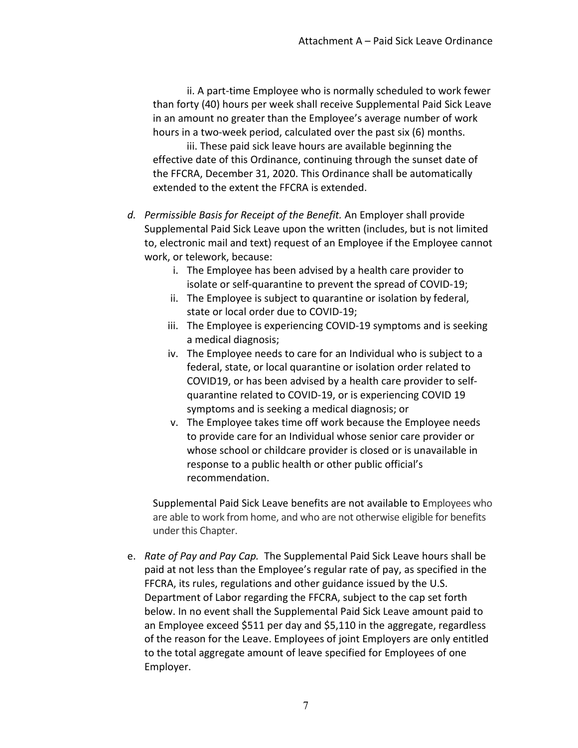ii. A part-time Employee who is normally scheduled to work fewer than forty (40) hours per week shall receive Supplemental Paid Sick Leave in an amount no greater than the Employee's average number of work hours in a two-week period, calculated over the past six (6) months.

iii. These paid sick leave hours are available beginning the effective date of this Ordinance, continuing through the sunset date of the FFCRA, December 31, 2020. This Ordinance shall be automatically extended to the extent the FFCRA is extended.

*d. Permissible Basis for Receipt of the Benefit.* An Employer shall provide Supplemental Paid Sick Leave upon the written (includes, but is not limited to, electronic mail and text) request of an Employee if the Employee cannot work, or telework, because:

i. The Employee has been advised by a health care provider to isolate or self-quarantine to prevent the spread of COVID-19;

ii. The Employee is subject to quarantine or isolation by federal, state or local order due to COVID-19;

iii. The Employee is experiencing COVID-19 symptoms and is seeking a medical diagnosis;

iv. The Employee needs to care for an Individual who is subject to a federal, state, or local quarantine or isolation order related to COVID19, or has been advised by a health care provider to self-quarantine related to COVID-19, or is experiencing COVID 19 symptoms and is seeking a medical diagnosis; or

v. The Employee takes time off work because the Employee needs to provide care for an Individual whose senior care provider or whose school or childcare provider is closed or is unavailable in response to a public health or other public official's recommendation.

Supplemental Paid Sick Leave benefits are not available to Employees who are able to work from home, and who are not otherwise eligible for benefits under this Chapter.

e. *Rate of Pay and Pay Cap.* The Supplemental Paid Sick Leave hours shall be paid at not less than the Employee's regular rate of pay, as specified in the FFCRA, its rules, regulations and other guidance issued by the U.S. Department of Labor regarding the FFCRA, subject to the cap set forth below. In no event shall the Supplemental Paid Sick Leave amount paid to an Employee exceed $511 per day and $5,110 in the aggregate, regardless of the reason for the Leave. Employees of joint Employers are only entitled to the total aggregate amount of leave specified for Employees of one Employer.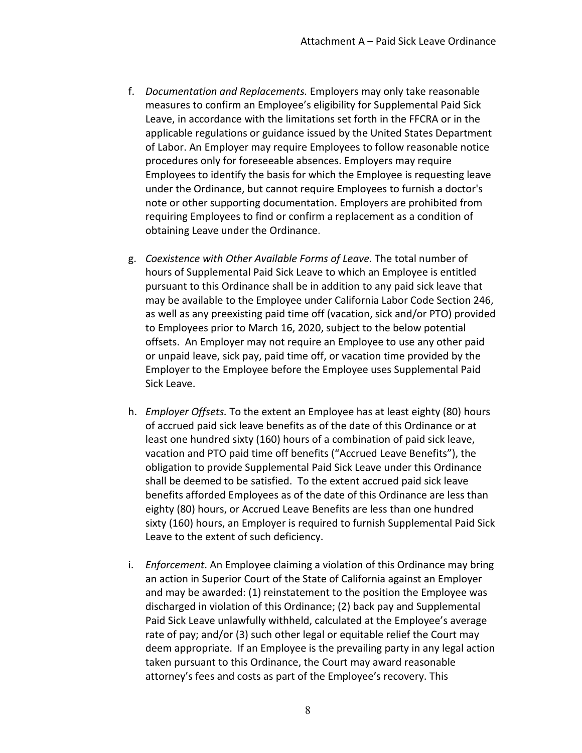f. *Documentation and Replacements.* Employers may only take reasonable measures to confirm an Employee's eligibility for Supplemental Paid Sick Leave, in accordance with the limitations set forth in the FFCRA or in the applicable regulations or guidance issued by the United States Department of Labor. An Employer may require Employees to follow reasonable notice procedures only for foreseeable absences. Employers may require Employees to identify the basis for which the Employee is requesting leave under the Ordinance, but cannot require Employees to furnish a doctor's note or other supporting documentation. Employers are prohibited from requiring Employees to find or confirm a replacement as a condition of obtaining Leave under the Ordinance.

g. *Coexistence with Other Available Forms of Leave.* The total number of hours of Supplemental Paid Sick Leave to which an Employee is entitled pursuant to this Ordinance shall be in addition to any paid sick leave that may be available to the Employee under California Labor Code Section 246, as well as any preexisting paid time off (vacation, sick and/or PTO) provided to Employees prior to March 16, 2020, subject to the below potential offsets. An Employer may not require an Employee to use any other paid or unpaid leave, sick pay, paid time off, or vacation time provided by the Employer to the Employee before the Employee uses Supplemental Paid Sick Leave.

h. *Employer Offsets.* To the extent an Employee has at least eighty (80) hours of accrued paid sick leave benefits as of the date of this Ordinance or at least one hundred sixty (160) hours of a combination of paid sick leave, vacation and PTO paid time off benefits ("Accrued Leave Benefits"), the obligation to provide Supplemental Paid Sick Leave under this Ordinance shall be deemed to be satisfied. To the extent accrued paid sick leave benefits afforded Employees as of the date of this Ordinance are less than eighty (80) hours, or Accrued Leave Benefits are less than one hundred sixty (160) hours, an Employer is required to furnish Supplemental Paid Sick Leave to the extent of such deficiency.

i. *Enforcement*. An Employee claiming a violation of this Ordinance may bring an action in Superior Court of the State of California against an Employer and may be awarded: (1) reinstatement to the position the Employee was discharged in violation of this Ordinance; (2) back pay and Supplemental Paid Sick Leave unlawfully withheld, calculated at the Employee's average rate of pay; and/or (3) such other legal or equitable relief the Court may deem appropriate. If an Employee is the prevailing party in any legal action taken pursuant to this Ordinance, the Court may award reasonable attorney's fees and costs as part of the Employee's recovery. This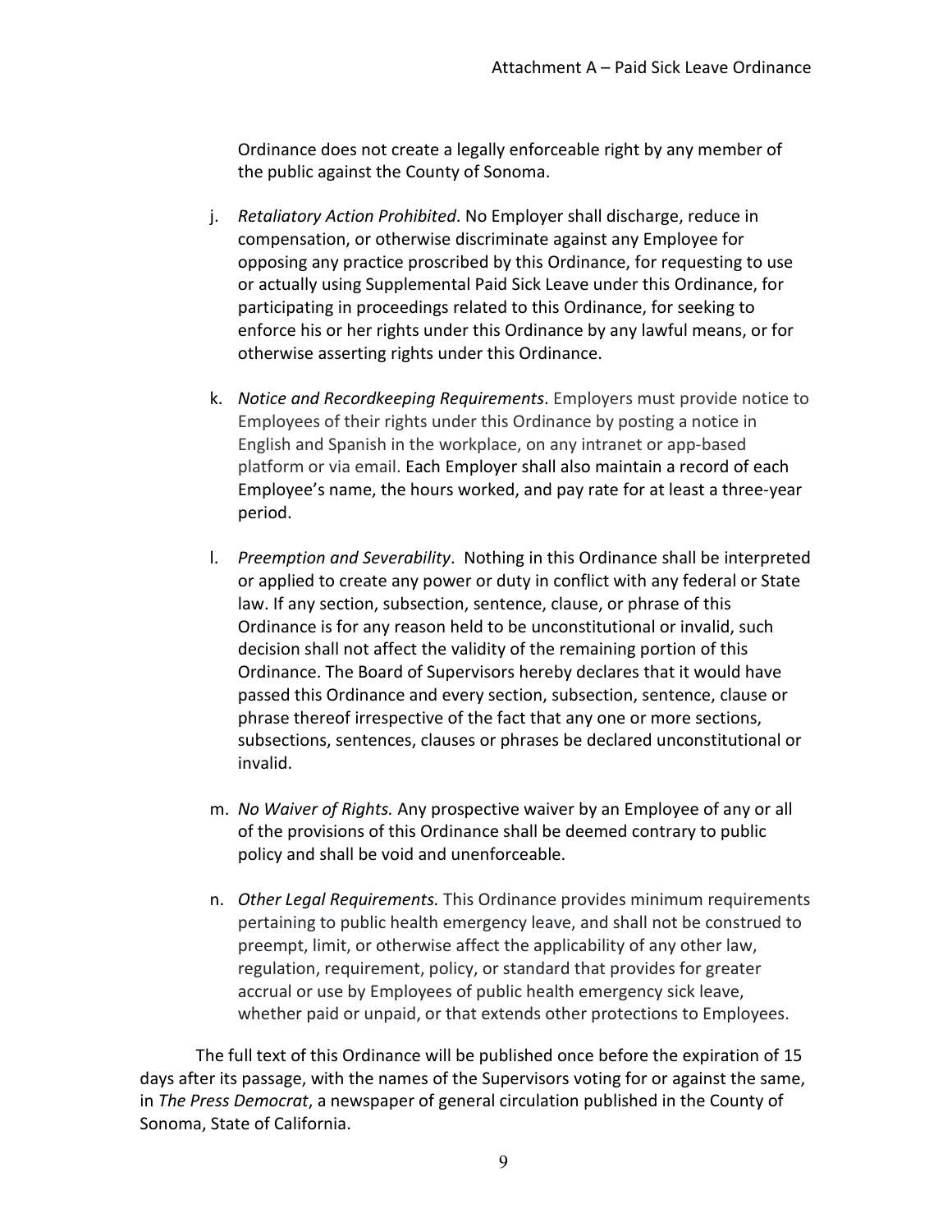Ordinance does not create a legally enforceable right by any member of the public against the County of Sonoma.

j. *Retaliatory Action Prohibited*. No Employer shall discharge, reduce in compensation, or otherwise discriminate against any Employee for opposing any practice proscribed by this Ordinance, for requesting to use or actually using Supplemental Paid Sick Leave under this Ordinance, for participating in proceedings related to this Ordinance, for seeking to enforce his or her rights under this Ordinance by any lawful means, or for otherwise asserting rights under this Ordinance.

k. *Notice and Recordkeeping Requirements*. Employers must provide notice to Employees of their rights under this Ordinance by posting a notice in English and Spanish in the workplace, on any intranet or app-based platform or via email. Each Employer shall also maintain a record of each Employee's name, the hours worked, and pay rate for at least a three-year period.

l. *Preemption and Severability*. Nothing in this Ordinance shall be interpreted or applied to create any power or duty in conflict with any federal or State law. If any section, subsection, sentence, clause, or phrase of this Ordinance is for any reason held to be unconstitutional or invalid, such decision shall not affect the validity of the remaining portion of this Ordinance. The Board of Supervisors hereby declares that it would have passed this Ordinance and every section, subsection, sentence, clause or phrase thereof irrespective of the fact that any one or more sections, subsections, sentences, clauses or phrases be declared unconstitutional or invalid.

m. *No Waiver of Rights.* Any prospective waiver by an Employee of any or all of the provisions of this Ordinance shall be deemed contrary to public policy and shall be void and unenforceable.

n. *Other Legal Requirements.* This Ordinance provides minimum requirements pertaining to public health emergency leave, and shall not be construed to preempt, limit, or otherwise affect the applicability of any other law, regulation, requirement, policy, or standard that provides for greater accrual or use by Employees of public health emergency sick leave, whether paid or unpaid, or that extends other protections to Employees.

The full text of this Ordinance will be published once before the expiration of 15 days after its passage, with the names of the Supervisors voting for or against the same, in *The Press Democrat*, a newspaper of general circulation published in the County of Sonoma, State of California.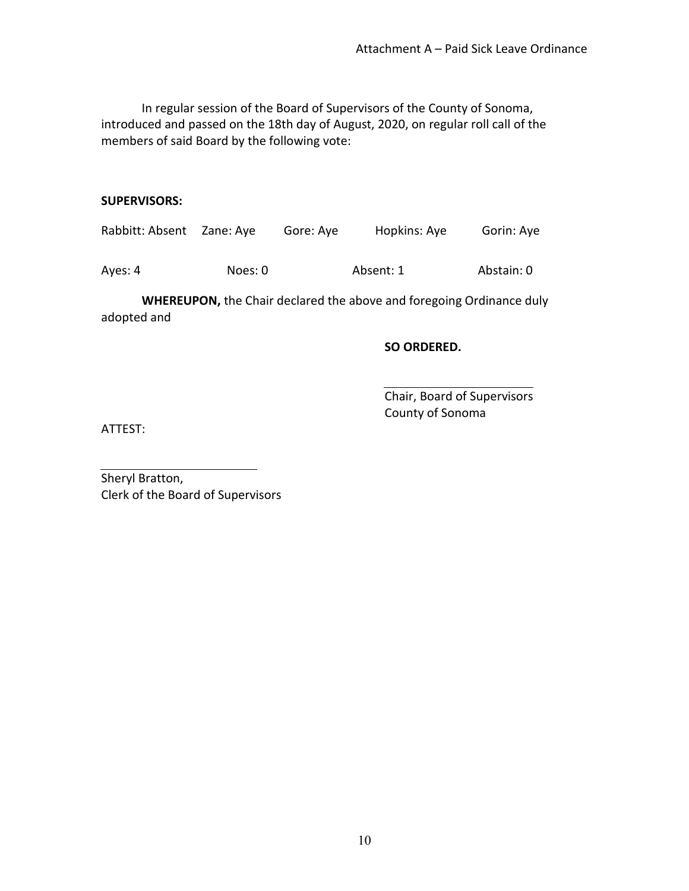In regular session of the Board of Supervisors of the County of Sonoma, introduced and passed on the 18th day of August, 2020, on regular roll call of the members of said Board by the following vote:

**SUPERVISORS:**

| | | | | |
|---|---|---|---|---|
| Rabbitt: Absent | Zane: Aye | Gore: Aye | Hopkins: Aye | Gorin: Aye |

| | | | |
|---|---|---|---|
| Ayes: 4 | Noes: 0 | Absent: 1 | Abstain: 0 |

**WHEREUPON,** the Chair declared the above and foregoing Ordinance duly adopted and

**SO ORDERED.**

Chair, Board of Supervisors
County of Sonoma

ATTEST:

Sheryl Bratton,
Clerk of the Board of Supervisors